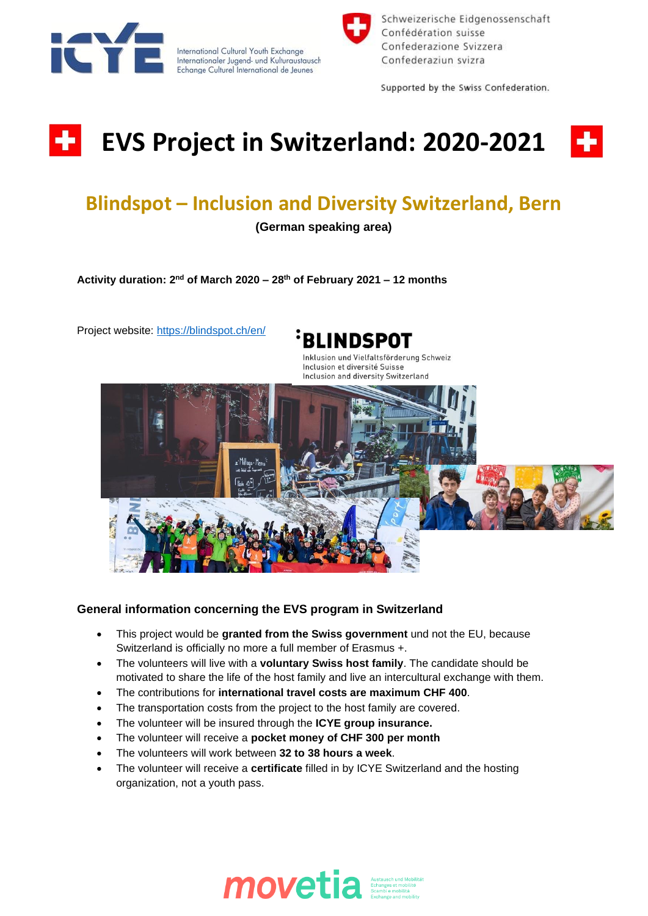International Cultural Youth Exchange
Internationaler Jugend- und Kulturaustausch
Echange Culturel International de Jeunes

Schweizerische Eidgenossenschaft
Confédération suisse
Confederazione Svizzera
Confederaziun svizra

Supported by the Swiss Confederation.

# EVS Project in Switzerland: 2020-2021

## Blindspot – Inclusion and Diversity Switzerland, Bern

**(German speaking area)**

**Activity duration: 2nd of March 2020 – 28th of February 2021 – 12 months**

Project website: https://blindspot.ch/en/

BLINDSPOT
Inklusion und Vielfaltsförderung Schweiz
Inclusion et diversité Suisse
Inclusion and diversity Switzerland

### General information concerning the EVS program in Switzerland

- This project would be **granted from the Swiss government** und not the EU, because Switzerland is officially no more a full member of Erasmus +.
- The volunteers will live with a **voluntary Swiss host family**. The candidate should be motivated to share the life of the host family and live an intercultural exchange with them.
- The contributions for **international travel costs are maximum CHF 400**.
- The transportation costs from the project to the host family are covered.
- The volunteer will be insured through the **ICYE group insurance.**
- The volunteer will receive a **pocket money of CHF 300 per month**
- The volunteers will work between **32 to 38 hours a week**.
- The volunteer will receive a **certificate** filled in by ICYE Switzerland and the hosting organization, not a youth pass.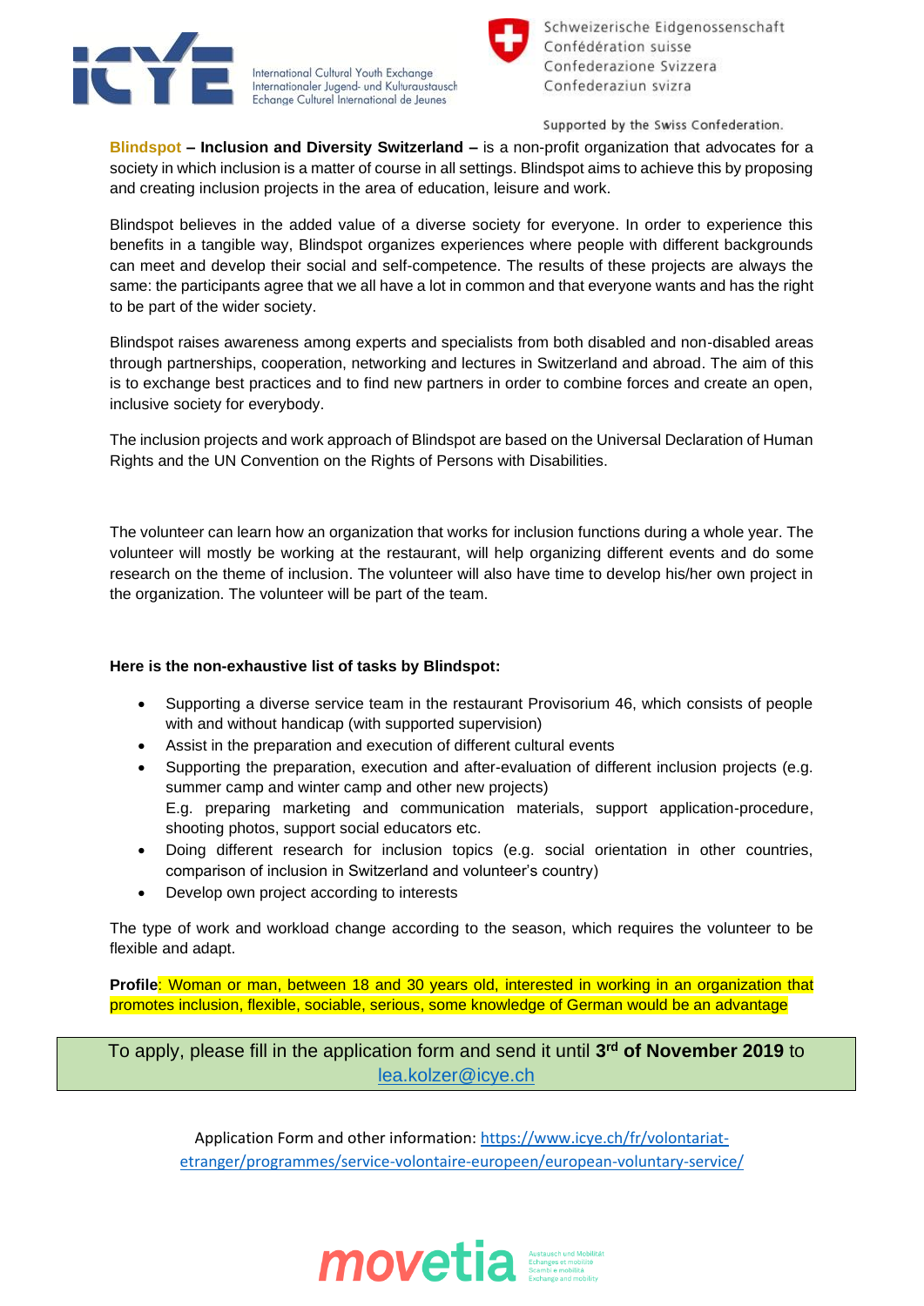**Blindspot – Inclusion and Diversity Switzerland –** is a non-profit organization that advocates for a society in which inclusion is a matter of course in all settings. Blindspot aims to achieve this by proposing and creating inclusion projects in the area of education, leisure and work.

Blindspot believes in the added value of a diverse society for everyone. In order to experience this benefits in a tangible way, Blindspot organizes experiences where people with different backgrounds can meet and develop their social and self-competence. The results of these projects are always the same: the participants agree that we all have a lot in common and that everyone wants and has the right to be part of the wider society.

Blindspot raises awareness among experts and specialists from both disabled and non-disabled areas through partnerships, cooperation, networking and lectures in Switzerland and abroad. The aim of this is to exchange best practices and to find new partners in order to combine forces and create an open, inclusive society for everybody.

The inclusion projects and work approach of Blindspot are based on the Universal Declaration of Human Rights and the UN Convention on the Rights of Persons with Disabilities.

The volunteer can learn how an organization that works for inclusion functions during a whole year. The volunteer will mostly be working at the restaurant, will help organizing different events and do some research on the theme of inclusion. The volunteer will also have time to develop his/her own project in the organization. The volunteer will be part of the team.

**Here is the non-exhaustive list of tasks by Blindspot:**

- Supporting a diverse service team in the restaurant Provisorium 46, which consists of people with and without handicap (with supported supervision)
- Assist in the preparation and execution of different cultural events
- Supporting the preparation, execution and after-evaluation of different inclusion projects (e.g. summer camp and winter camp and other new projects)
  E.g. preparing marketing and communication materials, support application-procedure, shooting photos, support social educators etc.
- Doing different research for inclusion topics (e.g. social orientation in other countries, comparison of inclusion in Switzerland and volunteer's country)
- Develop own project according to interests

The type of work and workload change according to the season, which requires the volunteer to be flexible and adapt.

**Profile**: Woman or man, between 18 and 30 years old, interested in working in an organization that promotes inclusion, flexible, sociable, serious, some knowledge of German would be an advantage

To apply, please fill in the application form and send it until **3rd of November 2019** to lea.kolzer@icye.ch

Application Form and other information: https://www.icye.ch/fr/volontariat-etranger/programmes/service-volontaire-europeen/european-voluntary-service/